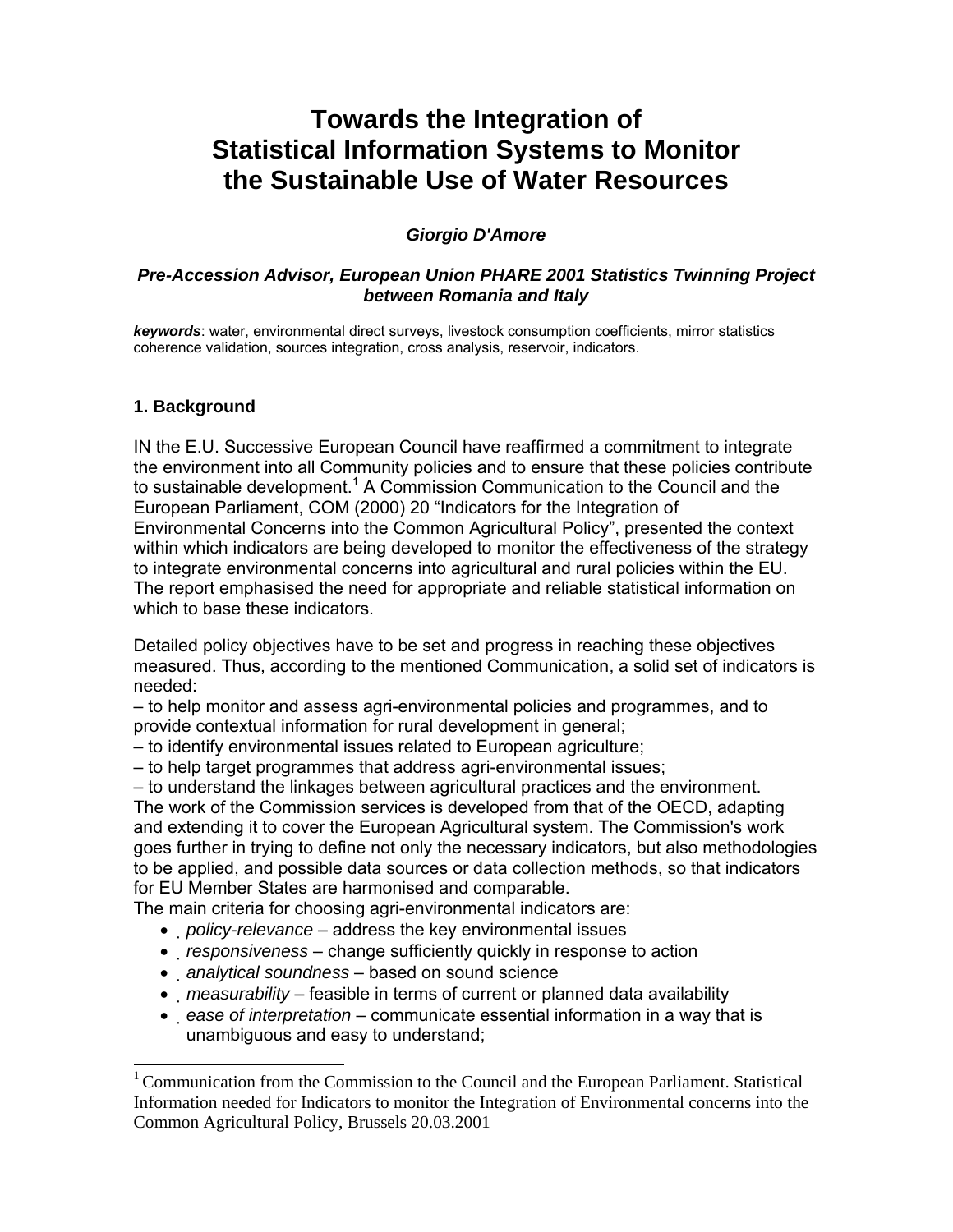# Towards the Integration of Statistical Information Systems to Monitor the Sustainable Use of Water Resources

***Giorgio D'Amore***

***Pre-Accession Advisor, European Union PHARE 2001 Statistics Twinning Project between Romania and Italy***

***keywords***: water, environmental direct surveys, livestock consumption coefficients, mirror statistics coherence validation, sources integration, cross analysis, reservoir, indicators.

## 1. Background

IN the E.U. Successive European Council have reaffirmed a commitment to integrate the environment into all Community policies and to ensure that these policies contribute to sustainable development.[1] A Commission Communication to the Council and the European Parliament, COM (2000) 20 "Indicators for the Integration of Environmental Concerns into the Common Agricultural Policy", presented the context within which indicators are being developed to monitor the effectiveness of the strategy to integrate environmental concerns into agricultural and rural policies within the EU. The report emphasised the need for appropriate and reliable statistical information on which to base these indicators.

Detailed policy objectives have to be set and progress in reaching these objectives measured. Thus, according to the mentioned Communication, a solid set of indicators is needed:

– to help monitor and assess agri-environmental policies and programmes, and to provide contextual information for rural development in general;
– to identify environmental issues related to European agriculture;
– to help target programmes that address agri-environmental issues;
– to understand the linkages between agricultural practices and the environment.

The work of the Commission services is developed from that of the OECD, adapting and extending it to cover the European Agricultural system. The Commission's work goes further in trying to define not only the necessary indicators, but also methodologies to be applied, and possible data sources or data collection methods, so that indicators for EU Member States are harmonised and comparable.

The main criteria for choosing agri-environmental indicators are:

- *policy-relevance* – address the key environmental issues
- *responsiveness* – change sufficiently quickly in response to action
- *analytical soundness* – based on sound science
- *measurability* – feasible in terms of current or planned data availability
- *ease of interpretation* – communicate essential information in a way that is unambiguous and easy to understand;

[1] Communication from the Commission to the Council and the European Parliament. Statistical Information needed for Indicators to monitor the Integration of Environmental concerns into the Common Agricultural Policy, Brussels 20.03.2001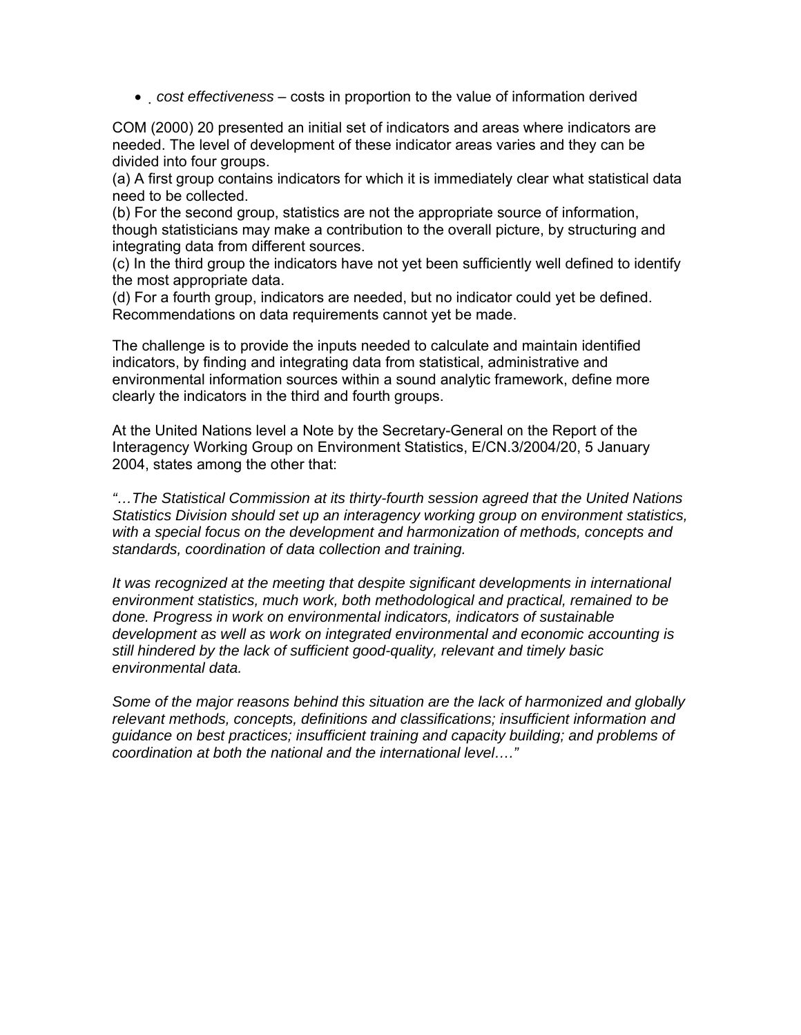- *cost effectiveness* – costs in proportion to the value of information derived

COM (2000) 20 presented an initial set of indicators and areas where indicators are needed. The level of development of these indicator areas varies and they can be divided into four groups.
(a) A first group contains indicators for which it is immediately clear what statistical data need to be collected.
(b) For the second group, statistics are not the appropriate source of information, though statisticians may make a contribution to the overall picture, by structuring and integrating data from different sources.
(c) In the third group the indicators have not yet been sufficiently well defined to identify the most appropriate data.
(d) For a fourth group, indicators are needed, but no indicator could yet be defined. Recommendations on data requirements cannot yet be made.

The challenge is to provide the inputs needed to calculate and maintain identified indicators, by finding and integrating data from statistical, administrative and environmental information sources within a sound analytic framework, define more clearly the indicators in the third and fourth groups.

At the United Nations level a Note by the Secretary-General on the Report of the Interagency Working Group on Environment Statistics, E/CN.3/2004/20, 5 January 2004, states among the other that:

*"…The Statistical Commission at its thirty-fourth session agreed that the United Nations Statistics Division should set up an interagency working group on environment statistics, with a special focus on the development and harmonization of methods, concepts and standards, coordination of data collection and training.*

*It was recognized at the meeting that despite significant developments in international environment statistics, much work, both methodological and practical, remained to be done. Progress in work on environmental indicators, indicators of sustainable development as well as work on integrated environmental and economic accounting is still hindered by the lack of sufficient good-quality, relevant and timely basic environmental data.*

*Some of the major reasons behind this situation are the lack of harmonized and globally relevant methods, concepts, definitions and classifications; insufficient information and guidance on best practices; insufficient training and capacity building; and problems of coordination at both the national and the international level…."*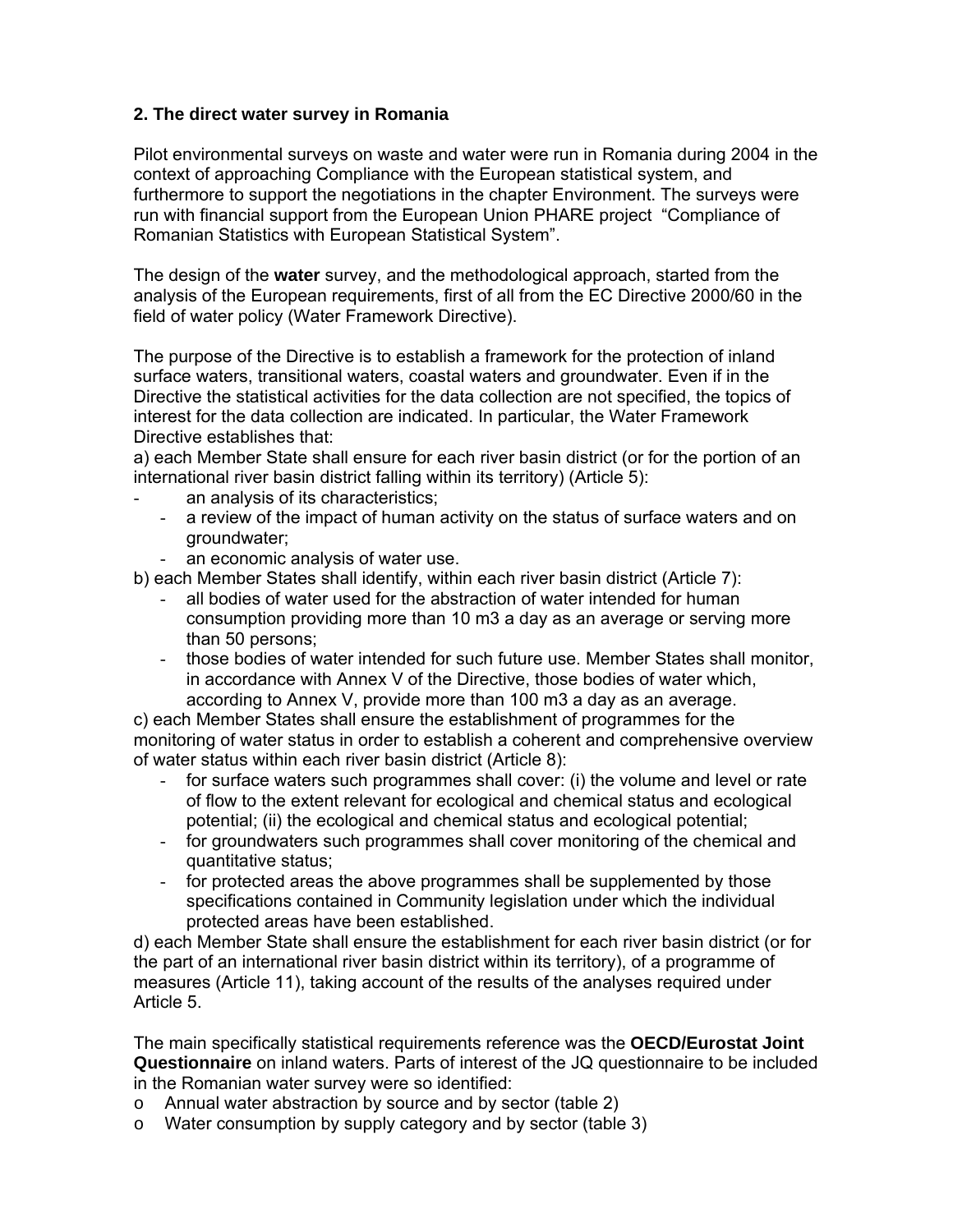### 2. The direct water survey in Romania

Pilot environmental surveys on waste and water were run in Romania during 2004 in the context of approaching Compliance with the European statistical system, and furthermore to support the negotiations in the chapter Environment. The surveys were run with financial support from the European Union PHARE project "Compliance of Romanian Statistics with European Statistical System".

The design of the **water** survey, and the methodological approach, started from the analysis of the European requirements, first of all from the EC Directive 2000/60 in the field of water policy (Water Framework Directive).

The purpose of the Directive is to establish a framework for the protection of inland surface waters, transitional waters, coastal waters and groundwater. Even if in the Directive the statistical activities for the data collection are not specified, the topics of interest for the data collection are indicated. In particular, the Water Framework Directive establishes that:

a) each Member State shall ensure for each river basin district (or for the portion of an international river basin district falling within its territory) (Article 5):

- an analysis of its characteristics;
- a review of the impact of human activity on the status of surface waters and on groundwater;
- an economic analysis of water use.

b) each Member States shall identify, within each river basin district (Article 7):

- all bodies of water used for the abstraction of water intended for human consumption providing more than 10 m3 a day as an average or serving more than 50 persons;
- those bodies of water intended for such future use. Member States shall monitor, in accordance with Annex V of the Directive, those bodies of water which, according to Annex V, provide more than 100 m3 a day as an average.

c) each Member States shall ensure the establishment of programmes for the monitoring of water status in order to establish a coherent and comprehensive overview of water status within each river basin district (Article 8):

- for surface waters such programmes shall cover: (i) the volume and level or rate of flow to the extent relevant for ecological and chemical status and ecological potential; (ii) the ecological and chemical status and ecological potential;
- for groundwaters such programmes shall cover monitoring of the chemical and quantitative status;
- for protected areas the above programmes shall be supplemented by those specifications contained in Community legislation under which the individual protected areas have been established.

d) each Member State shall ensure the establishment for each river basin district (or for the part of an international river basin district within its territory), of a programme of measures (Article 11), taking account of the results of the analyses required under Article 5.

The main specifically statistical requirements reference was the **OECD/Eurostat Joint Questionnaire** on inland waters. Parts of interest of the JQ questionnaire to be included in the Romanian water survey were so identified:

- Annual water abstraction by source and by sector (table 2)
- Water consumption by supply category and by sector (table 3)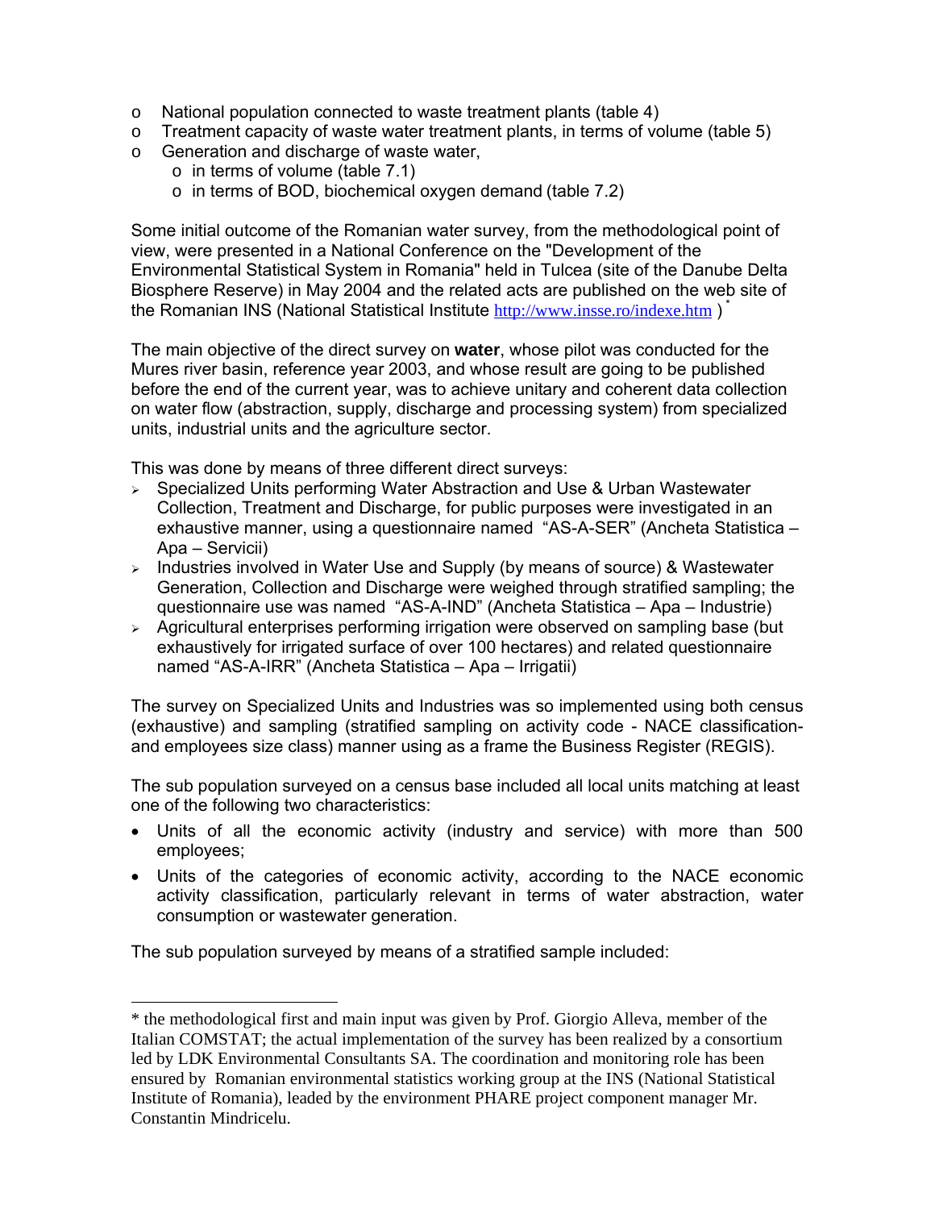- National population connected to waste treatment plants (table 4)
- Treatment capacity of waste water treatment plants, in terms of volume (table 5)
- Generation and discharge of waste water,
  - in terms of volume (table 7.1)
  - in terms of BOD, biochemical oxygen demand (table 7.2)

Some initial outcome of the Romanian water survey, from the methodological point of view, were presented in a National Conference on the "Development of the Environmental Statistical System in Romania" held in Tulcea (site of the Danube Delta Biosphere Reserve) in May 2004 and the related acts are published on the web site of the Romanian INS (National Statistical Institute http://www.insse.ro/indexe.htm ) [*]

The main objective of the direct survey on **water**, whose pilot was conducted for the Mures river basin, reference year 2003, and whose result are going to be published before the end of the current year, was to achieve unitary and coherent data collection on water flow (abstraction, supply, discharge and processing system) from specialized units, industrial units and the agriculture sector.

This was done by means of three different direct surveys:

- Specialized Units performing Water Abstraction and Use & Urban Wastewater Collection, Treatment and Discharge, for public purposes were investigated in an exhaustive manner, using a questionnaire named "AS-A-SER" (Ancheta Statistica – Apa – Servicii)
- Industries involved in Water Use and Supply (by means of source) & Wastewater Generation, Collection and Discharge were weighed through stratified sampling; the questionnaire use was named "AS-A-IND" (Ancheta Statistica – Apa – Industrie)
- Agricultural enterprises performing irrigation were observed on sampling base (but exhaustively for irrigated surface of over 100 hectares) and related questionnaire named "AS-A-IRR" (Ancheta Statistica – Apa – Irrigatii)

The survey on Specialized Units and Industries was so implemented using both census (exhaustive) and sampling (stratified sampling on activity code - NACE classification- and employees size class) manner using as a frame the Business Register (REGIS).

The sub population surveyed on a census base included all local units matching at least one of the following two characteristics:

- Units of all the economic activity (industry and service) with more than 500 employees;
- Units of the categories of economic activity, according to the NACE economic activity classification, particularly relevant in terms of water abstraction, water consumption or wastewater generation.

The sub population surveyed by means of a stratified sample included:

---

* the methodological first and main input was given by Prof. Giorgio Alleva, member of the Italian COMSTAT; the actual implementation of the survey has been realized by a consortium led by LDK Environmental Consultants SA. The coordination and monitoring role has been ensured by Romanian environmental statistics working group at the INS (National Statistical Institute of Romania), leaded by the environment PHARE project component manager Mr. Constantin Mindricelu.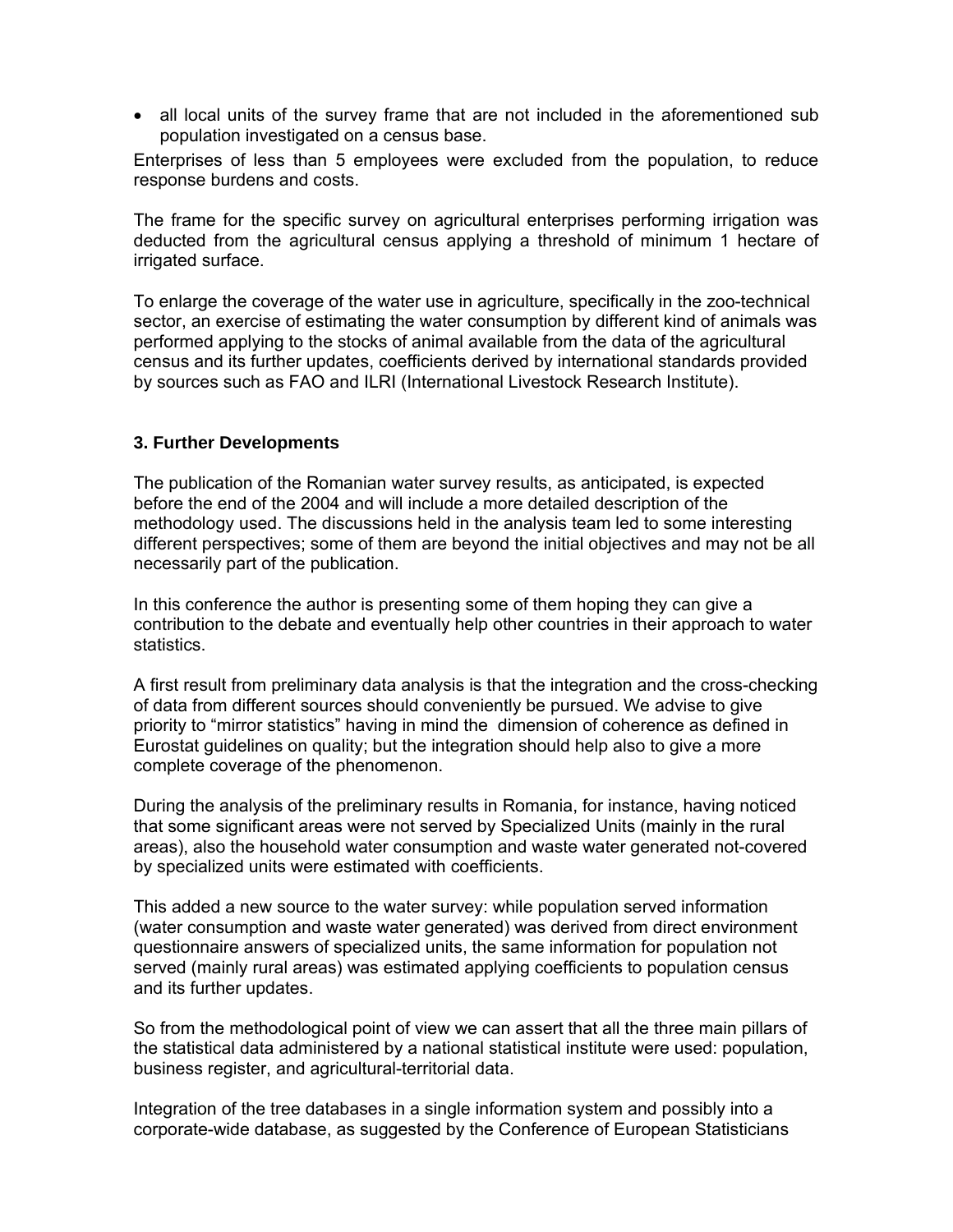- all local units of the survey frame that are not included in the aforementioned sub population investigated on a census base.

Enterprises of less than 5 employees were excluded from the population, to reduce response burdens and costs.

The frame for the specific survey on agricultural enterprises performing irrigation was deducted from the agricultural census applying a threshold of minimum 1 hectare of irrigated surface.

To enlarge the coverage of the water use in agriculture, specifically in the zoo-technical sector, an exercise of estimating the water consumption by different kind of animals was performed applying to the stocks of animal available from the data of the agricultural census and its further updates, coefficients derived by international standards provided by sources such as FAO and ILRI (International Livestock Research Institute).

### 3. Further Developments

The publication of the Romanian water survey results, as anticipated, is expected before the end of the 2004 and will include a more detailed description of the methodology used. The discussions held in the analysis team led to some interesting different perspectives; some of them are beyond the initial objectives and may not be all necessarily part of the publication.

In this conference the author is presenting some of them hoping they can give a contribution to the debate and eventually help other countries in their approach to water statistics.

A first result from preliminary data analysis is that the integration and the cross-checking of data from different sources should conveniently be pursued. We advise to give priority to "mirror statistics" having in mind the dimension of coherence as defined in Eurostat guidelines on quality; but the integration should help also to give a more complete coverage of the phenomenon.

During the analysis of the preliminary results in Romania, for instance, having noticed that some significant areas were not served by Specialized Units (mainly in the rural areas), also the household water consumption and waste water generated not-covered by specialized units were estimated with coefficients.

This added a new source to the water survey: while population served information (water consumption and waste water generated) was derived from direct environment questionnaire answers of specialized units, the same information for population not served (mainly rural areas) was estimated applying coefficients to population census and its further updates.

So from the methodological point of view we can assert that all the three main pillars of the statistical data administered by a national statistical institute were used: population, business register, and agricultural-territorial data.

Integration of the tree databases in a single information system and possibly into a corporate-wide database, as suggested by the Conference of European Statisticians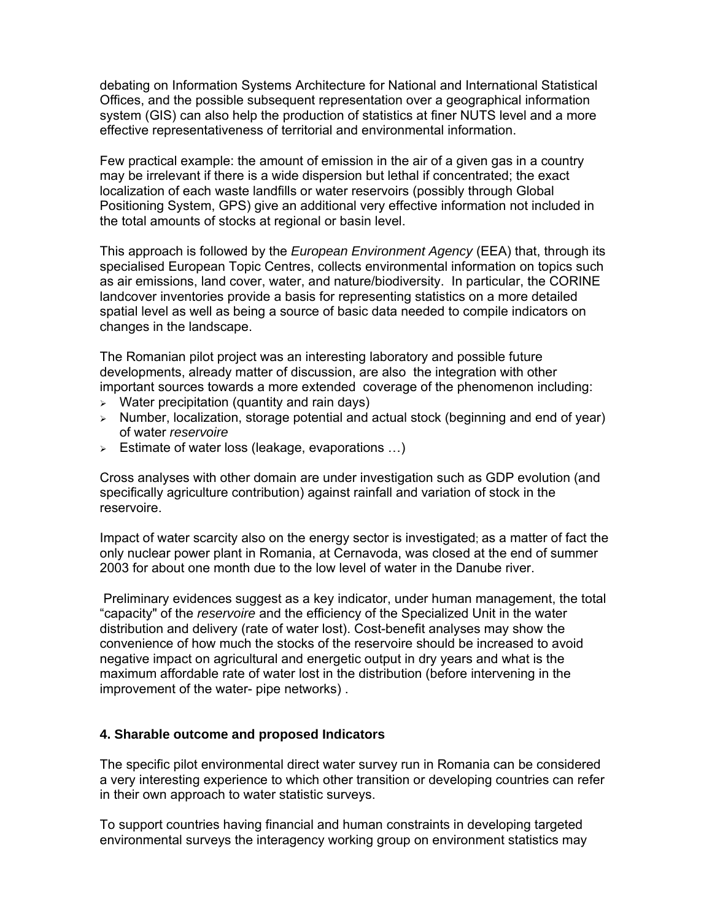debating on Information Systems Architecture for National and International Statistical Offices, and the possible subsequent representation over a geographical information system (GIS) can also help the production of statistics at finer NUTS level and a more effective representativeness of territorial and environmental information.

Few practical example: the amount of emission in the air of a given gas in a country may be irrelevant if there is a wide dispersion but lethal if concentrated; the exact localization of each waste landfills or water reservoirs (possibly through Global Positioning System, GPS) give an additional very effective information not included in the total amounts of stocks at regional or basin level.

This approach is followed by the *European Environment Agency* (EEA) that, through its specialised European Topic Centres, collects environmental information on topics such as air emissions, land cover, water, and nature/biodiversity. In particular, the CORINE landcover inventories provide a basis for representing statistics on a more detailed spatial level as well as being a source of basic data needed to compile indicators on changes in the landscape.

The Romanian pilot project was an interesting laboratory and possible future developments, already matter of discussion, are also the integration with other important sources towards a more extended coverage of the phenomenon including:

- Water precipitation (quantity and rain days)
- Number, localization, storage potential and actual stock (beginning and end of year) of water *reservoire*
- Estimate of water loss (leakage, evaporations …)

Cross analyses with other domain are under investigation such as GDP evolution (and specifically agriculture contribution) against rainfall and variation of stock in the reservoire.

Impact of water scarcity also on the energy sector is investigated; as a matter of fact the only nuclear power plant in Romania, at Cernavoda, was closed at the end of summer 2003 for about one month due to the low level of water in the Danube river.

Preliminary evidences suggest as a key indicator, under human management, the total "capacity" of the *reservoire* and the efficiency of the Specialized Unit in the water distribution and delivery (rate of water lost). Cost-benefit analyses may show the convenience of how much the stocks of the reservoire should be increased to avoid negative impact on agricultural and energetic output in dry years and what is the maximum affordable rate of water lost in the distribution (before intervening in the improvement of the water- pipe networks) .

### 4. Sharable outcome and proposed Indicators

The specific pilot environmental direct water survey run in Romania can be considered a very interesting experience to which other transition or developing countries can refer in their own approach to water statistic surveys.

To support countries having financial and human constraints in developing targeted environmental surveys the interagency working group on environment statistics may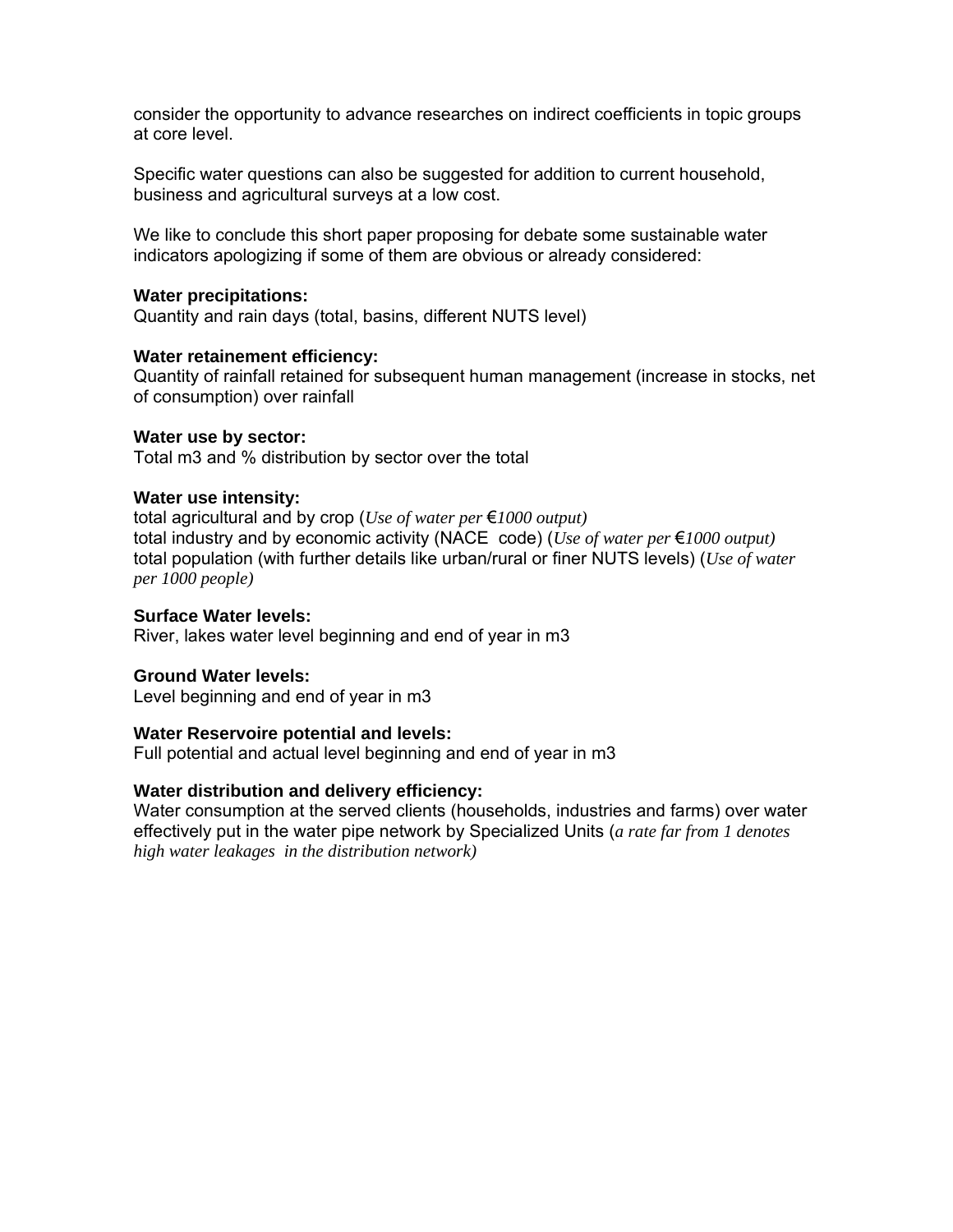consider the opportunity to advance researches on indirect coefficients in topic groups at core level.

Specific water questions can also be suggested for addition to current household, business and agricultural surveys at a low cost.

We like to conclude this short paper proposing for debate some sustainable water indicators apologizing if some of them are obvious or already considered:

**Water precipitations:**
Quantity and rain days (total, basins, different NUTS level)

**Water retainement efficiency:**
Quantity of rainfall retained for subsequent human management (increase in stocks, net of consumption) over rainfall

**Water use by sector:**
Total m3 and % distribution by sector over the total

**Water use intensity:**
total agricultural and by crop (*Use of water per €1000 output)*
total industry and by economic activity (NACE code) (*Use of water per €1000 output)*
total population (with further details like urban/rural or finer NUTS levels) (*Use of water per 1000 people)*

**Surface Water levels:**
River, lakes water level beginning and end of year in m3

**Ground Water levels:**
Level beginning and end of year in m3

**Water Reservoire potential and levels:**
Full potential and actual level beginning and end of year in m3

**Water distribution and delivery efficiency:**
Water consumption at the served clients (households, industries and farms) over water effectively put in the water pipe network by Specialized Units (*a rate far from 1 denotes high water leakages in the distribution network)*